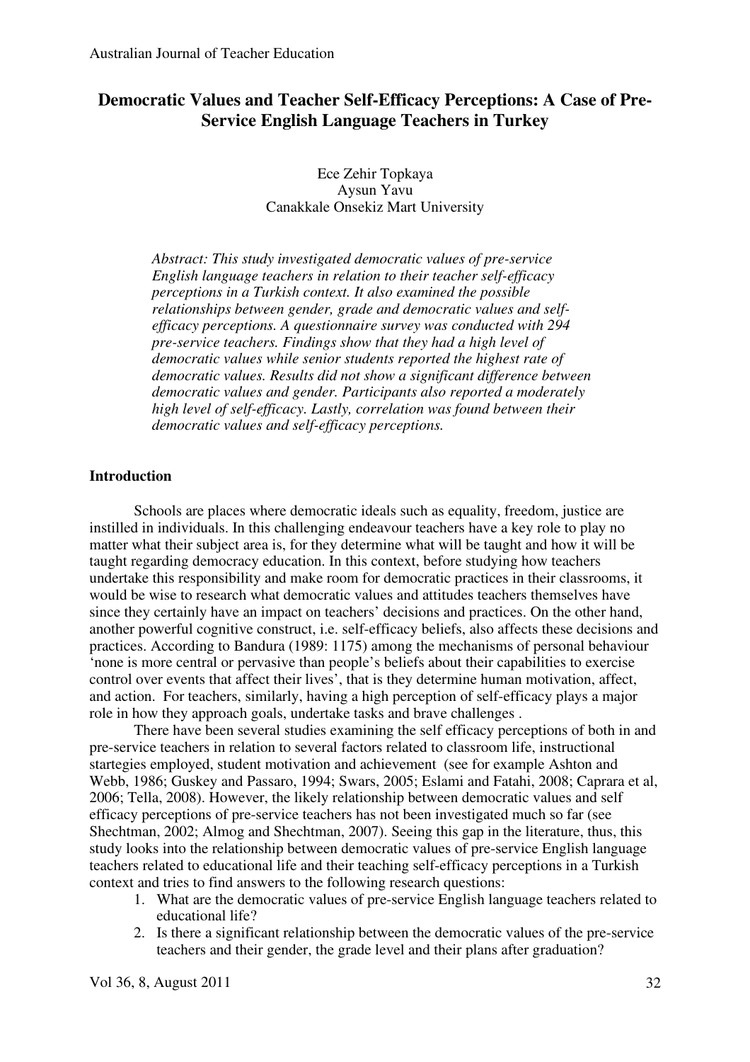# Democratic Values and Teacher Self-Efficacy Perceptions: A Case of Pre-Service English Language Teachers in Turkey

Ece Zehir Topkaya
Aysun Yavu
Canakkale Onsekiz Mart University

*Abstract: This study investigated democratic values of pre-service English language teachers in relation to their teacher self-efficacy perceptions in a Turkish context. It also examined the possible relationships between gender, grade and democratic values and self-efficacy perceptions. A questionnaire survey was conducted with 294 pre-service teachers. Findings show that they had a high level of democratic values while senior students reported the highest rate of democratic values. Results did not show a significant difference between democratic values and gender. Participants also reported a moderately high level of self-efficacy. Lastly, correlation was found between their democratic values and self-efficacy perceptions.*

## Introduction

Schools are places where democratic ideals such as equality, freedom, justice are instilled in individuals. In this challenging endeavour teachers have a key role to play no matter what their subject area is, for they determine what will be taught and how it will be taught regarding democracy education. In this context, before studying how teachers undertake this responsibility and make room for democratic practices in their classrooms, it would be wise to research what democratic values and attitudes teachers themselves have since they certainly have an impact on teachers' decisions and practices. On the other hand, another powerful cognitive construct, i.e. self-efficacy beliefs, also affects these decisions and practices. According to Bandura (1989: 1175) among the mechanisms of personal behaviour 'none is more central or pervasive than people's beliefs about their capabilities to exercise control over events that affect their lives', that is they determine human motivation, affect, and action. For teachers, similarly, having a high perception of self-efficacy plays a major role in how they approach goals, undertake tasks and brave challenges .

There have been several studies examining the self efficacy perceptions of both in and pre-service teachers in relation to several factors related to classroom life, instructional startegies employed, student motivation and achievement (see for example Ashton and Webb, 1986; Guskey and Passaro, 1994; Swars, 2005; Eslami and Fatahi, 2008; Caprara et al, 2006; Tella, 2008). However, the likely relationship between democratic values and self efficacy perceptions of pre-service teachers has not been investigated much so far (see Shechtman, 2002; Almog and Shechtman, 2007). Seeing this gap in the literature, thus, this study looks into the relationship between democratic values of pre-service English language teachers related to educational life and their teaching self-efficacy perceptions in a Turkish context and tries to find answers to the following research questions:

1. What are the democratic values of pre-service English language teachers related to educational life?
2. Is there a significant relationship between the democratic values of the pre-service teachers and their gender, the grade level and their plans after graduation?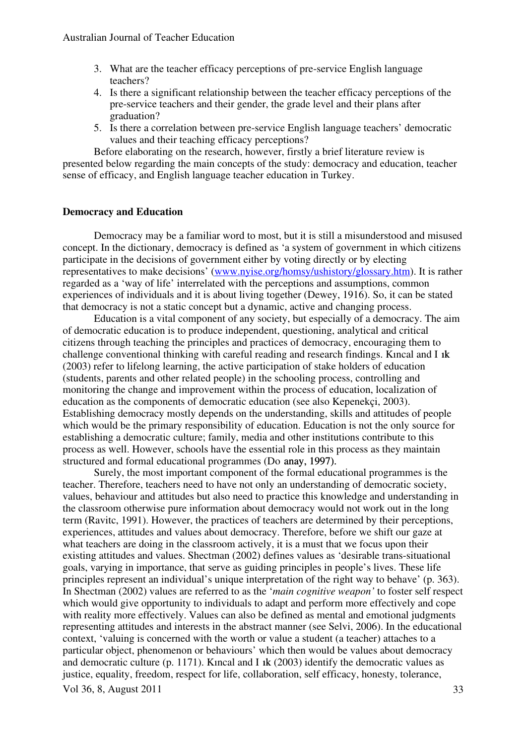3. What are the teacher efficacy perceptions of pre-service English language teachers?
4. Is there a significant relationship between the teacher efficacy perceptions of the pre-service teachers and their gender, the grade level and their plans after graduation?
5. Is there a correlation between pre-service English language teachers' democratic values and their teaching efficacy perceptions?

Before elaborating on the research, however, firstly a brief literature review is presented below regarding the main concepts of the study: democracy and education, teacher sense of efficacy, and English language teacher education in Turkey.

## Democracy and Education

Democracy may be a familiar word to most, but it is still a misunderstood and misused concept. In the dictionary, democracy is defined as 'a system of government in which citizens participate in the decisions of government either by voting directly or by electing representatives to make decisions' (www.nyise.org/homsy/ushistory/glossary.htm). It is rather regarded as a 'way of life' interrelated with the perceptions and assumptions, common experiences of individuals and it is about living together (Dewey, 1916). So, it can be stated that democracy is not a static concept but a dynamic, active and changing process.

Education is a vital component of any society, but especially of a democracy. The aim of democratic education is to produce independent, questioning, analytical and critical citizens through teaching the principles and practices of democracy, encouraging them to challenge conventional thinking with careful reading and research findings. Kıncal and I ık (2003) refer to lifelong learning, the active participation of stake holders of education (students, parents and other related people) in the schooling process, controlling and monitoring the change and improvement within the process of education, localization of education as the components of democratic education (see also Kepenekçi, 2003). Establishing democracy mostly depends on the understanding, skills and attitudes of people which would be the primary responsibility of education. Education is not the only source for establishing a democratic culture; family, media and other institutions contribute to this process as well. However, schools have the essential role in this process as they maintain structured and formal educational programmes (Do anay, 1997).

Surely, the most important component of the formal educational programmes is the teacher. Therefore, teachers need to have not only an understanding of democratic society, values, behaviour and attitudes but also need to practice this knowledge and understanding in the classroom otherwise pure information about democracy would not work out in the long term (Ravitc, 1991). However, the practices of teachers are determined by their perceptions, experiences, attitudes and values about democracy. Therefore, before we shift our gaze at what teachers are doing in the classroom actively, it is a must that we focus upon their existing attitudes and values. Shectman (2002) defines values as 'desirable trans-situational goals, varying in importance, that serve as guiding principles in people's lives. These life principles represent an individual's unique interpretation of the right way to behave' (p. 363). In Shectman (2002) values are referred to as the '*main cognitive weapon'* to foster self respect which would give opportunity to individuals to adapt and perform more effectively and cope with reality more effectively. Values can also be defined as mental and emotional judgments representing attitudes and interests in the abstract manner (see Selvi, 2006). In the educational context, 'valuing is concerned with the worth or value a student (a teacher) attaches to a particular object, phenomenon or behaviours' which then would be values about democracy and democratic culture (p. 1171). Kıncal and I ık (2003) identify the democratic values as justice, equality, freedom, respect for life, collaboration, self efficacy, honesty, tolerance,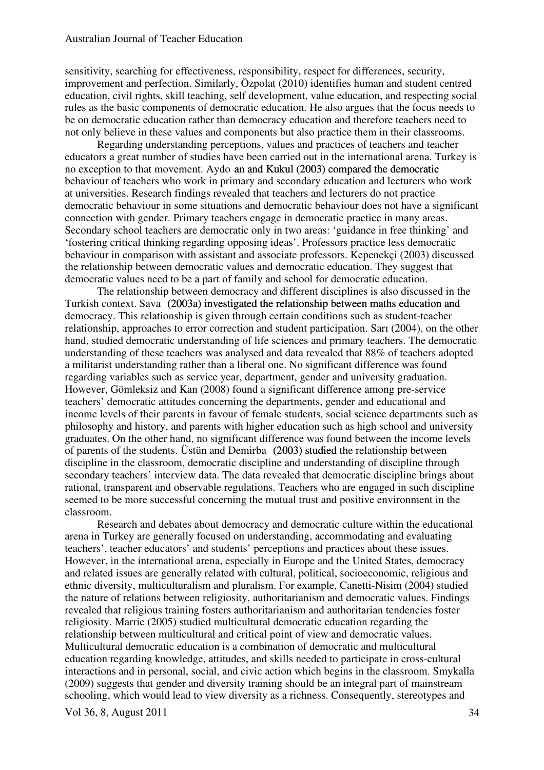sensitivity, searching for effectiveness, responsibility, respect for differences, security, improvement and perfection. Similarly, Özpolat (2010) identifies human and student centred education, civil rights, skill teaching, self development, value education, and respecting social rules as the basic components of democratic education. He also argues that the focus needs to be on democratic education rather than democracy education and therefore teachers need to not only believe in these values and components but also practice them in their classrooms.

Regarding understanding perceptions, values and practices of teachers and teacher educators a great number of studies have been carried out in the international arena. Turkey is no exception to that movement. Aydo an and Kukul (2003) compared the democratic behaviour of teachers who work in primary and secondary education and lecturers who work at universities. Research findings revealed that teachers and lecturers do not practice democratic behaviour in some situations and democratic behaviour does not have a significant connection with gender. Primary teachers engage in democratic practice in many areas. Secondary school teachers are democratic only in two areas: 'guidance in free thinking' and 'fostering critical thinking regarding opposing ideas'. Professors practice less democratic behaviour in comparison with assistant and associate professors. Kepenekçi (2003) discussed the relationship between democratic values and democratic education. They suggest that democratic values need to be a part of family and school for democratic education.

The relationship between democracy and different disciplines is also discussed in the Turkish context. Sava (2003a) investigated the relationship between maths education and democracy. This relationship is given through certain conditions such as student-teacher relationship, approaches to error correction and student participation. Sarı (2004), on the other hand, studied democratic understanding of life sciences and primary teachers. The democratic understanding of these teachers was analysed and data revealed that 88% of teachers adopted a militarist understanding rather than a liberal one. No significant difference was found regarding variables such as service year, department, gender and university graduation. However, Gömleksiz and Kan (2008) found a significant difference among pre-service teachers' democratic attitudes concerning the departments, gender and educational and income levels of their parents in favour of female students, social science departments such as philosophy and history, and parents with higher education such as high school and university graduates. On the other hand, no significant difference was found between the income levels of parents of the students. Üstün and Demirba (2003) studied the relationship between discipline in the classroom, democratic discipline and understanding of discipline through secondary teachers' interview data. The data revealed that democratic discipline brings about rational, transparent and observable regulations. Teachers who are engaged in such discipline seemed to be more successful concerning the mutual trust and positive environment in the classroom.

Research and debates about democracy and democratic culture within the educational arena in Turkey are generally focused on understanding, accommodating and evaluating teachers', teacher educators' and students' perceptions and practices about these issues. However, in the international arena, especially in Europe and the United States, democracy and related issues are generally related with cultural, political, socioeconomic, religious and ethnic diversity, multiculturalism and pluralism. For example, Canetti-Nisim (2004) studied the nature of relations between religiosity, authoritarianism and democratic values. Findings revealed that religious training fosters authoritarianism and authoritarian tendencies foster religiosity. Marrie (2005) studied multicultural democratic education regarding the relationship between multicultural and critical point of view and democratic values. Multicultural democratic education is a combination of democratic and multicultural education regarding knowledge, attitudes, and skills needed to participate in cross-cultural interactions and in personal, social, and civic action which begins in the classroom. Smykalla (2009) suggests that gender and diversity training should be an integral part of mainstream schooling, which would lead to view diversity as a richness. Consequently, stereotypes and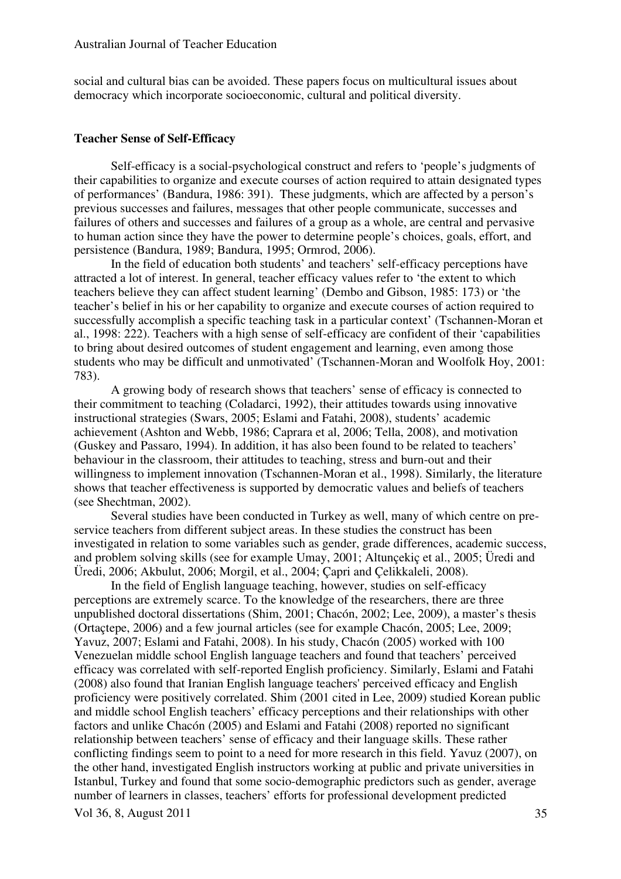social and cultural bias can be avoided. These papers focus on multicultural issues about democracy which incorporate socioeconomic, cultural and political diversity.

### Teacher Sense of Self-Efficacy

Self-efficacy is a social-psychological construct and refers to 'people's judgments of their capabilities to organize and execute courses of action required to attain designated types of performances' (Bandura, 1986: 391). These judgments, which are affected by a person's previous successes and failures, messages that other people communicate, successes and failures of others and successes and failures of a group as a whole, are central and pervasive to human action since they have the power to determine people's choices, goals, effort, and persistence (Bandura, 1989; Bandura, 1995; Ormrod, 2006).

In the field of education both students' and teachers' self-efficacy perceptions have attracted a lot of interest. In general, teacher efficacy values refer to 'the extent to which teachers believe they can affect student learning' (Dembo and Gibson, 1985: 173) or 'the teacher's belief in his or her capability to organize and execute courses of action required to successfully accomplish a specific teaching task in a particular context' (Tschannen-Moran et al., 1998: 222). Teachers with a high sense of self-efficacy are confident of their 'capabilities to bring about desired outcomes of student engagement and learning, even among those students who may be difficult and unmotivated' (Tschannen-Moran and Woolfolk Hoy, 2001: 783).

A growing body of research shows that teachers' sense of efficacy is connected to their commitment to teaching (Coladarci, 1992), their attitudes towards using innovative instructional strategies (Swars, 2005; Eslami and Fatahi, 2008), students' academic achievement (Ashton and Webb, 1986; Caprara et al, 2006; Tella, 2008), and motivation (Guskey and Passaro, 1994). In addition, it has also been found to be related to teachers' behaviour in the classroom, their attitudes to teaching, stress and burn-out and their willingness to implement innovation (Tschannen-Moran et al., 1998). Similarly, the literature shows that teacher effectiveness is supported by democratic values and beliefs of teachers (see Shechtman, 2002).

Several studies have been conducted in Turkey as well, many of which centre on pre-service teachers from different subject areas. In these studies the construct has been investigated in relation to some variables such as gender, grade differences, academic success, and problem solving skills (see for example Umay, 2001; Altunçekiç et al., 2005; Üredi and Üredi, 2006; Akbulut, 2006; Morgil, et al., 2004; Çapri and Çelikkaleli, 2008).

In the field of English language teaching, however, studies on self-efficacy perceptions are extremely scarce. To the knowledge of the researchers, there are three unpublished doctoral dissertations (Shim, 2001; Chacón, 2002; Lee, 2009), a master's thesis (Ortaçtepe, 2006) and a few journal articles (see for example Chacón, 2005; Lee, 2009; Yavuz, 2007; Eslami and Fatahi, 2008). In his study, Chacón (2005) worked with 100 Venezuelan middle school English language teachers and found that teachers' perceived efficacy was correlated with self-reported English proficiency. Similarly, Eslami and Fatahi (2008) also found that Iranian English language teachers' perceived efficacy and English proficiency were positively correlated. Shim (2001 cited in Lee, 2009) studied Korean public and middle school English teachers' efficacy perceptions and their relationships with other factors and unlike Chacón (2005) and Eslami and Fatahi (2008) reported no significant relationship between teachers' sense of efficacy and their language skills. These rather conflicting findings seem to point to a need for more research in this field. Yavuz (2007), on the other hand, investigated English instructors working at public and private universities in Istanbul, Turkey and found that some socio-demographic predictors such as gender, average number of learners in classes, teachers' efforts for professional development predicted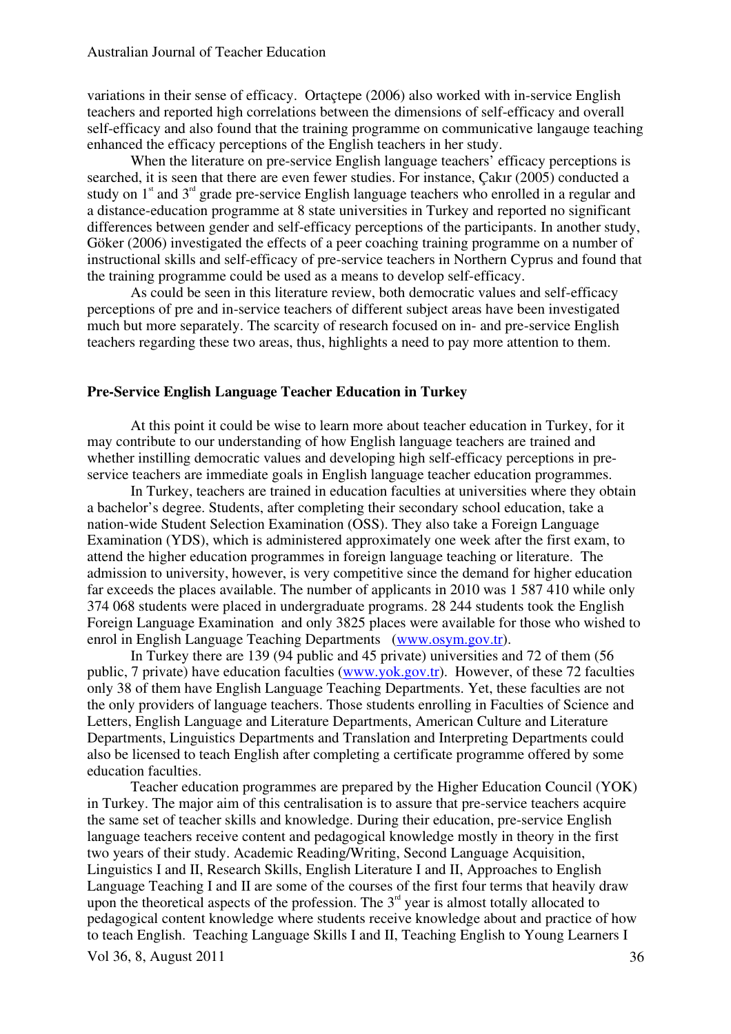variations in their sense of efficacy. Ortaçtepe (2006) also worked with in-service English teachers and reported high correlations between the dimensions of self-efficacy and overall self-efficacy and also found that the training programme on communicative langauge teaching enhanced the efficacy perceptions of the English teachers in her study.

When the literature on pre-service English language teachers' efficacy perceptions is searched, it is seen that there are even fewer studies. For instance, Çakır (2005) conducted a study on 1st and 3rd grade pre-service English language teachers who enrolled in a regular and a distance-education programme at 8 state universities in Turkey and reported no significant differences between gender and self-efficacy perceptions of the participants. In another study, Göker (2006) investigated the effects of a peer coaching training programme on a number of instructional skills and self-efficacy of pre-service teachers in Northern Cyprus and found that the training programme could be used as a means to develop self-efficacy.

As could be seen in this literature review, both democratic values and self-efficacy perceptions of pre and in-service teachers of different subject areas have been investigated much but more separately. The scarcity of research focused on in- and pre-service English teachers regarding these two areas, thus, highlights a need to pay more attention to them.

## Pre-Service English Language Teacher Education in Turkey

At this point it could be wise to learn more about teacher education in Turkey, for it may contribute to our understanding of how English language teachers are trained and whether instilling democratic values and developing high self-efficacy perceptions in pre-service teachers are immediate goals in English language teacher education programmes.

In Turkey, teachers are trained in education faculties at universities where they obtain a bachelor's degree. Students, after completing their secondary school education, take a nation-wide Student Selection Examination (OSS). They also take a Foreign Language Examination (YDS), which is administered approximately one week after the first exam, to attend the higher education programmes in foreign language teaching or literature. The admission to university, however, is very competitive since the demand for higher education far exceeds the places available. The number of applicants in 2010 was 1 587 410 while only 374 068 students were placed in undergraduate programs. 28 244 students took the English Foreign Language Examination and only 3825 places were available for those who wished to enrol in English Language Teaching Departments (www.osym.gov.tr).

In Turkey there are 139 (94 public and 45 private) universities and 72 of them (56 public, 7 private) have education faculties (www.yok.gov.tr). However, of these 72 faculties only 38 of them have English Language Teaching Departments. Yet, these faculties are not the only providers of language teachers. Those students enrolling in Faculties of Science and Letters, English Language and Literature Departments, American Culture and Literature Departments, Linguistics Departments and Translation and Interpreting Departments could also be licensed to teach English after completing a certificate programme offered by some education faculties.

Teacher education programmes are prepared by the Higher Education Council (YOK) in Turkey. The major aim of this centralisation is to assure that pre-service teachers acquire the same set of teacher skills and knowledge. During their education, pre-service English language teachers receive content and pedagogical knowledge mostly in theory in the first two years of their study. Academic Reading/Writing, Second Language Acquisition, Linguistics I and II, Research Skills, English Literature I and II, Approaches to English Language Teaching I and II are some of the courses of the first four terms that heavily draw upon the theoretical aspects of the profession. The 3rd year is almost totally allocated to pedagogical content knowledge where students receive knowledge about and practice of how to teach English. Teaching Language Skills I and II, Teaching English to Young Learners I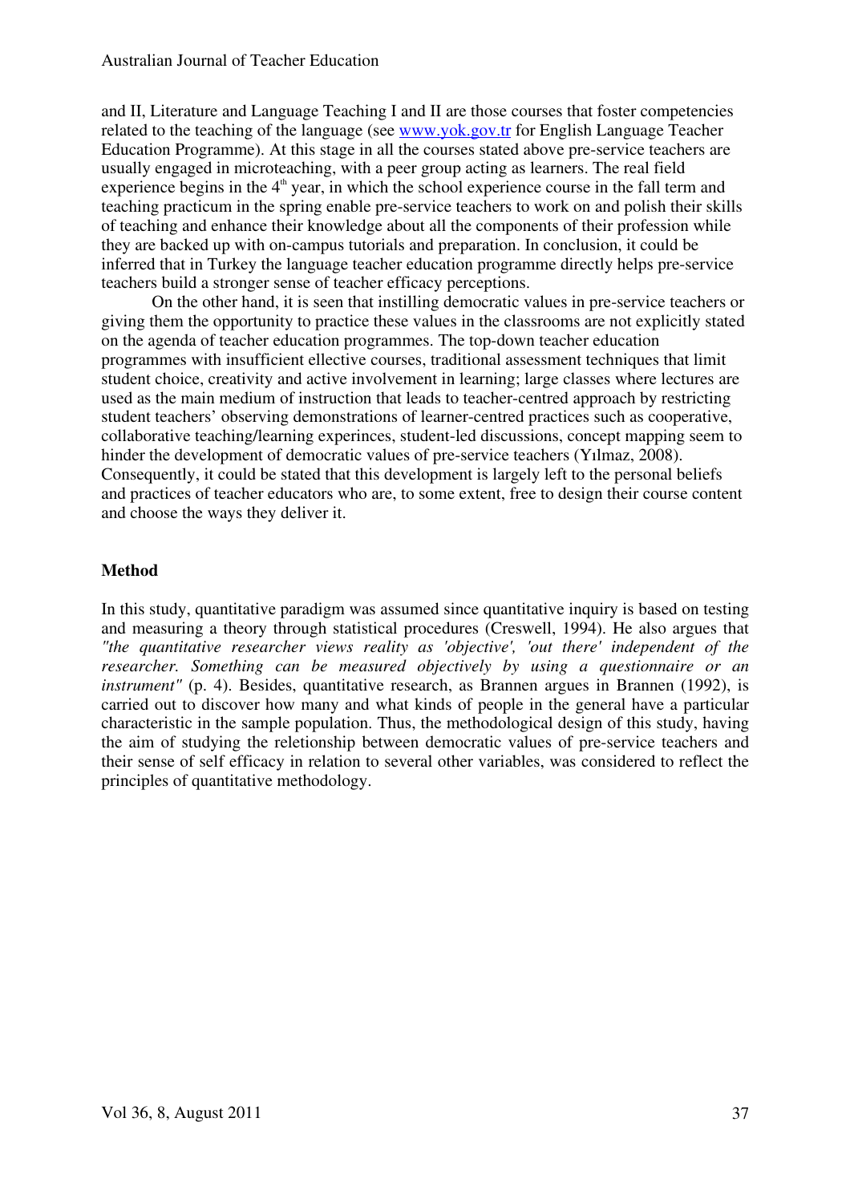and II, Literature and Language Teaching I and II are those courses that foster competencies related to the teaching of the language (see www.yok.gov.tr for English Language Teacher Education Programme). At this stage in all the courses stated above pre-service teachers are usually engaged in microteaching, with a peer group acting as learners. The real field experience begins in the 4th year, in which the school experience course in the fall term and teaching practicum in the spring enable pre-service teachers to work on and polish their skills of teaching and enhance their knowledge about all the components of their profession while they are backed up with on-campus tutorials and preparation. In conclusion, it could be inferred that in Turkey the language teacher education programme directly helps pre-service teachers build a stronger sense of teacher efficacy perceptions.

On the other hand, it is seen that instilling democratic values in pre-service teachers or giving them the opportunity to practice these values in the classrooms are not explicitly stated on the agenda of teacher education programmes. The top-down teacher education programmes with insufficient ellective courses, traditional assessment techniques that limit student choice, creativity and active involvement in learning; large classes where lectures are used as the main medium of instruction that leads to teacher-centred approach by restricting student teachers' observing demonstrations of learner-centred practices such as cooperative, collaborative teaching/learning experinces, student-led discussions, concept mapping seem to hinder the development of democratic values of pre-service teachers (Yılmaz, 2008). Consequently, it could be stated that this development is largely left to the personal beliefs and practices of teacher educators who are, to some extent, free to design their course content and choose the ways they deliver it.

## Method

In this study, quantitative paradigm was assumed since quantitative inquiry is based on testing and measuring a theory through statistical procedures (Creswell, 1994). He also argues that *"the quantitative researcher views reality as 'objective', 'out there' independent of the researcher. Something can be measured objectively by using a questionnaire or an instrument"* (p. 4). Besides, quantitative research, as Brannen argues in Brannen (1992), is carried out to discover how many and what kinds of people in the general have a particular characteristic in the sample population. Thus, the methodological design of this study, having the aim of studying the reletionship between democratic values of pre-service teachers and their sense of self efficacy in relation to several other variables, was considered to reflect the principles of quantitative methodology.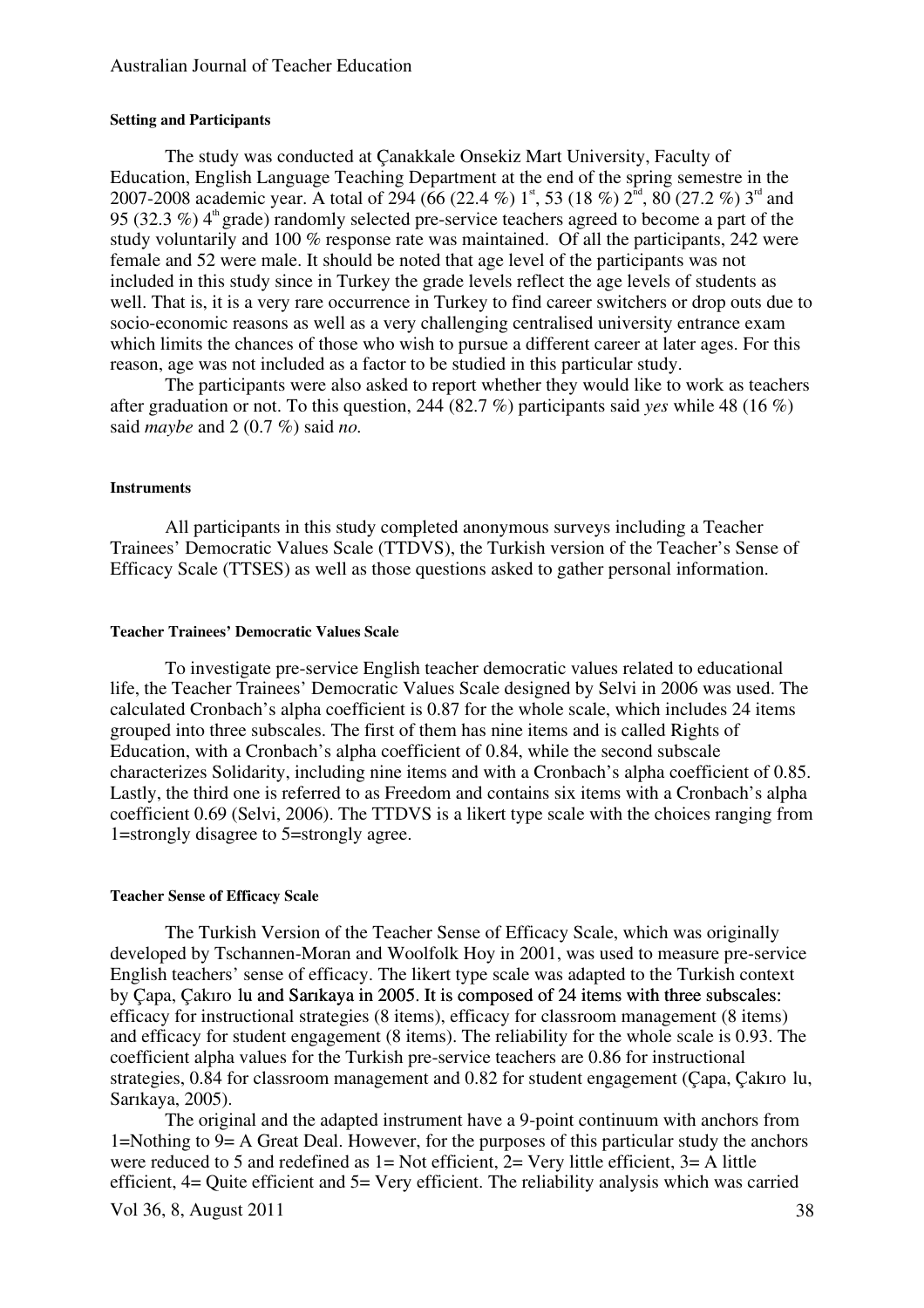#### Setting and Participants

The study was conducted at Çanakkale Onsekiz Mart University, Faculty of Education, English Language Teaching Department at the end of the spring semestre in the 2007-2008 academic year. A total of 294 (66 (22.4 %) 1st, 53 (18 %) 2nd, 80 (27.2 %) 3rd and 95 (32.3 %) 4th grade) randomly selected pre-service teachers agreed to become a part of the study voluntarily and 100 % response rate was maintained. Of all the participants, 242 were female and 52 were male. It should be noted that age level of the participants was not included in this study since in Turkey the grade levels reflect the age levels of students as well. That is, it is a very rare occurrence in Turkey to find career switchers or drop outs due to socio-economic reasons as well as a very challenging centralised university entrance exam which limits the chances of those who wish to pursue a different career at later ages. For this reason, age was not included as a factor to be studied in this particular study.

The participants were also asked to report whether they would like to work as teachers after graduation or not. To this question, 244 (82.7 %) participants said *yes* while 48 (16 %) said *maybe* and 2 (0.7 %) said *no.*

#### Instruments

All participants in this study completed anonymous surveys including a Teacher Trainees' Democratic Values Scale (TTDVS), the Turkish version of the Teacher's Sense of Efficacy Scale (TTSES) as well as those questions asked to gather personal information.

#### Teacher Trainees' Democratic Values Scale

To investigate pre-service English teacher democratic values related to educational life, the Teacher Trainees' Democratic Values Scale designed by Selvi in 2006 was used. The calculated Cronbach's alpha coefficient is 0.87 for the whole scale, which includes 24 items grouped into three subscales. The first of them has nine items and is called Rights of Education, with a Cronbach's alpha coefficient of 0.84, while the second subscale characterizes Solidarity, including nine items and with a Cronbach's alpha coefficient of 0.85. Lastly, the third one is referred to as Freedom and contains six items with a Cronbach's alpha coefficient 0.69 (Selvi, 2006). The TTDVS is a likert type scale with the choices ranging from 1=strongly disagree to 5=strongly agree.

#### Teacher Sense of Efficacy Scale

The Turkish Version of the Teacher Sense of Efficacy Scale, which was originally developed by Tschannen-Moran and Woolfolk Hoy in 2001, was used to measure pre-service English teachers' sense of efficacy. The likert type scale was adapted to the Turkish context by Çapa, Çakıroğlu and Sarıkaya in 2005. It is composed of 24 items with three subscales: efficacy for instructional strategies (8 items), efficacy for classroom management (8 items) and efficacy for student engagement (8 items). The reliability for the whole scale is 0.93. The coefficient alpha values for the Turkish pre-service teachers are 0.86 for instructional strategies, 0.84 for classroom management and 0.82 for student engagement (Çapa, Çakıroğlu, Sarıkaya, 2005).

The original and the adapted instrument have a 9-point continuum with anchors from 1=Nothing to 9= A Great Deal. However, for the purposes of this particular study the anchors were reduced to 5 and redefined as 1= Not efficient, 2= Very little efficient, 3= A little efficient, 4= Quite efficient and 5= Very efficient. The reliability analysis which was carried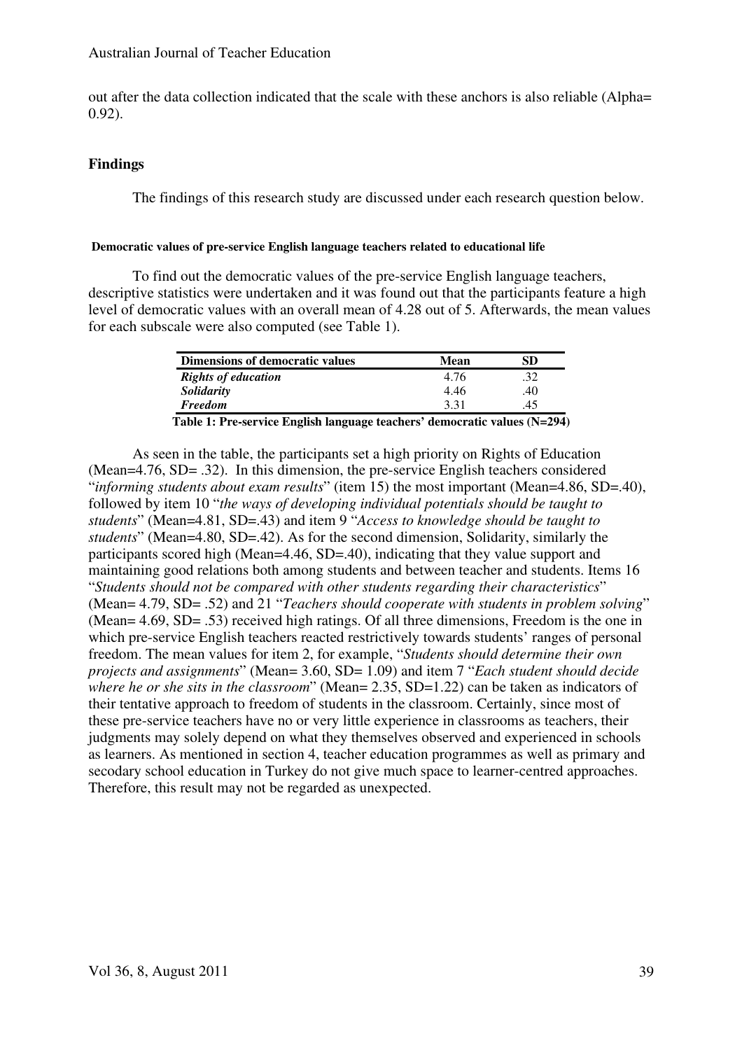out after the data collection indicated that the scale with these anchors is also reliable (Alpha= 0.92).

## Findings

The findings of this research study are discussed under each research question below.

#### Democratic values of pre-service English language teachers related to educational life

To find out the democratic values of the pre-service English language teachers, descriptive statistics were undertaken and it was found out that the participants feature a high level of democratic values with an overall mean of 4.28 out of 5. Afterwards, the mean values for each subscale were also computed (see Table 1).

| Dimensions of democratic values | Mean | SD |
|---|---|---|
| ***Rights of education*** | 4.76 | .32 |
| ***Solidarity*** | 4.46 | .40 |
| ***Freedom*** | 3.31 | .45 |

**Table 1: Pre-service English language teachers' democratic values (N=294)**

As seen in the table, the participants set a high priority on Rights of Education (Mean=4.76, SD= .32). In this dimension, the pre-service English teachers considered "*informing students about exam results*" (item 15) the most important (Mean=4.86, SD=.40), followed by item 10 "*the ways of developing individual potentials should be taught to students*" (Mean=4.81, SD=.43) and item 9 "*Access to knowledge should be taught to students*" (Mean=4.80, SD=.42). As for the second dimension, Solidarity, similarly the participants scored high (Mean=4.46, SD=.40), indicating that they value support and maintaining good relations both among students and between teacher and students. Items 16 "*Students should not be compared with other students regarding their characteristics*" (Mean= 4.79, SD= .52) and 21 "*Teachers should cooperate with students in problem solving*" (Mean= 4.69, SD= .53) received high ratings. Of all three dimensions, Freedom is the one in which pre-service English teachers reacted restrictively towards students' ranges of personal freedom. The mean values for item 2, for example, "*Students should determine their own projects and assignments*" (Mean= 3.60, SD= 1.09) and item 7 "*Each student should decide where he or she sits in the classroom*" (Mean= 2.35, SD=1.22) can be taken as indicators of their tentative approach to freedom of students in the classroom. Certainly, since most of these pre-service teachers have no or very little experience in classrooms as teachers, their judgments may solely depend on what they themselves observed and experienced in schools as learners. As mentioned in section 4, teacher education programmes as well as primary and secodary school education in Turkey do not give much space to learner-centred approaches. Therefore, this result may not be regarded as unexpected.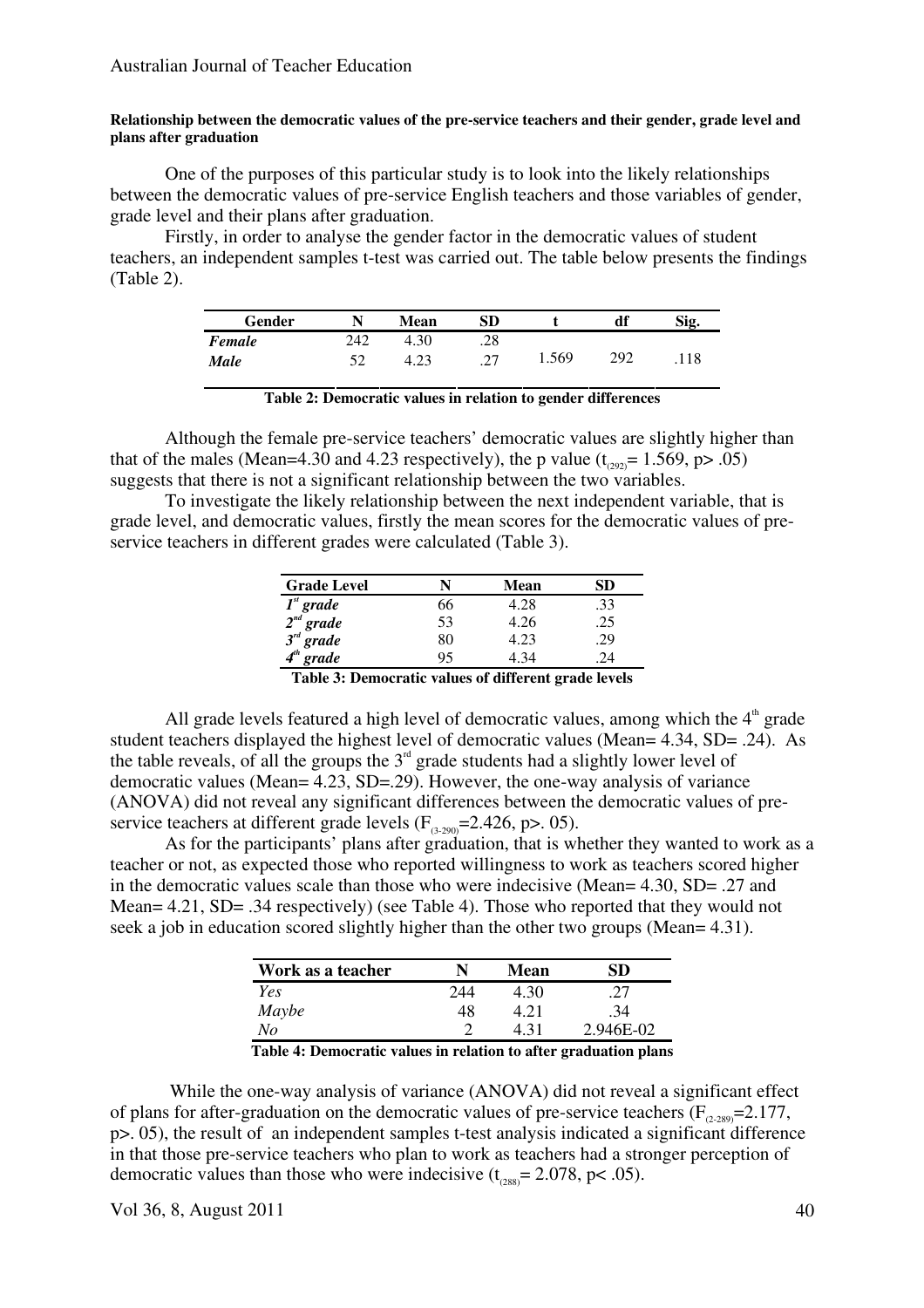**Relationship between the democratic values of the pre-service teachers and their gender, grade level and plans after graduation**

One of the purposes of this particular study is to look into the likely relationships between the democratic values of pre-service English teachers and those variables of gender, grade level and their plans after graduation.

Firstly, in order to analyse the gender factor in the democratic values of student teachers, an independent samples t-test was carried out. The table below presents the findings (Table 2).

| Gender | N | Mean | SD | t | df | Sig. |
|---|---|---|---|---|---|---|
| *Female* | 242 | 4.30 | .28 | | | |
| *Male* | 52 | 4.23 | .27 | 1.569 | 292 | .118 |

**Table 2: Democratic values in relation to gender differences**

Although the female pre-service teachers' democratic values are slightly higher than that of the males (Mean=4.30 and 4.23 respectively), the p value ($t_{(292)}= 1.569$, $p> .05$) suggests that there is not a significant relationship between the two variables.

To investigate the likely relationship between the next independent variable, that is grade level, and democratic values, firstly the mean scores for the democratic values of pre-service teachers in different grades were calculated (Table 3).

| Grade Level | N | Mean | SD |
|---|---|---|---|
| *1st grade* | 66 | 4.28 | .33 |
| *2nd grade* | 53 | 4.26 | .25 |
| *3rd grade* | 80 | 4.23 | .29 |
| *4th grade* | 95 | 4.34 | .24 |

**Table 3: Democratic values of different grade levels**

All grade levels featured a high level of democratic values, among which the 4th grade student teachers displayed the highest level of democratic values (Mean= 4.34, SD= .24). As the table reveals, of all the groups the 3rd grade students had a slightly lower level of democratic values (Mean= 4.23, SD=.29). However, the one-way analysis of variance (ANOVA) did not reveal any significant differences between the democratic values of pre-service teachers at different grade levels ($F_{(3-290)}=2.426$, $p>. 05$).

As for the participants' plans after graduation, that is whether they wanted to work as a teacher or not, as expected those who reported willingness to work as teachers scored higher in the democratic values scale than those who were indecisive (Mean= 4.30, SD= .27 and Mean= 4.21, SD= .34 respectively) (see Table 4). Those who reported that they would not seek a job in education scored slightly higher than the other two groups (Mean= 4.31).

| Work as a teacher | N | Mean | SD |
|---|---|---|---|
| *Yes* | 244 | 4.30 | .27 |
| *Maybe* | 48 | 4.21 | .34 |
| *No* | 2 | 4.31 | 2.946E-02 |

**Table 4: Democratic values in relation to after graduation plans**

While the one-way analysis of variance (ANOVA) did not reveal a significant effect of plans for after-graduation on the democratic values of pre-service teachers ($F_{(2-289)}=2.177$, $p>. 05$), the result of an independent samples t-test analysis indicated a significant difference in that those pre-service teachers who plan to work as teachers had a stronger perception of democratic values than those who were indecisive ($t_{(288)}= 2.078$, $p< .05$).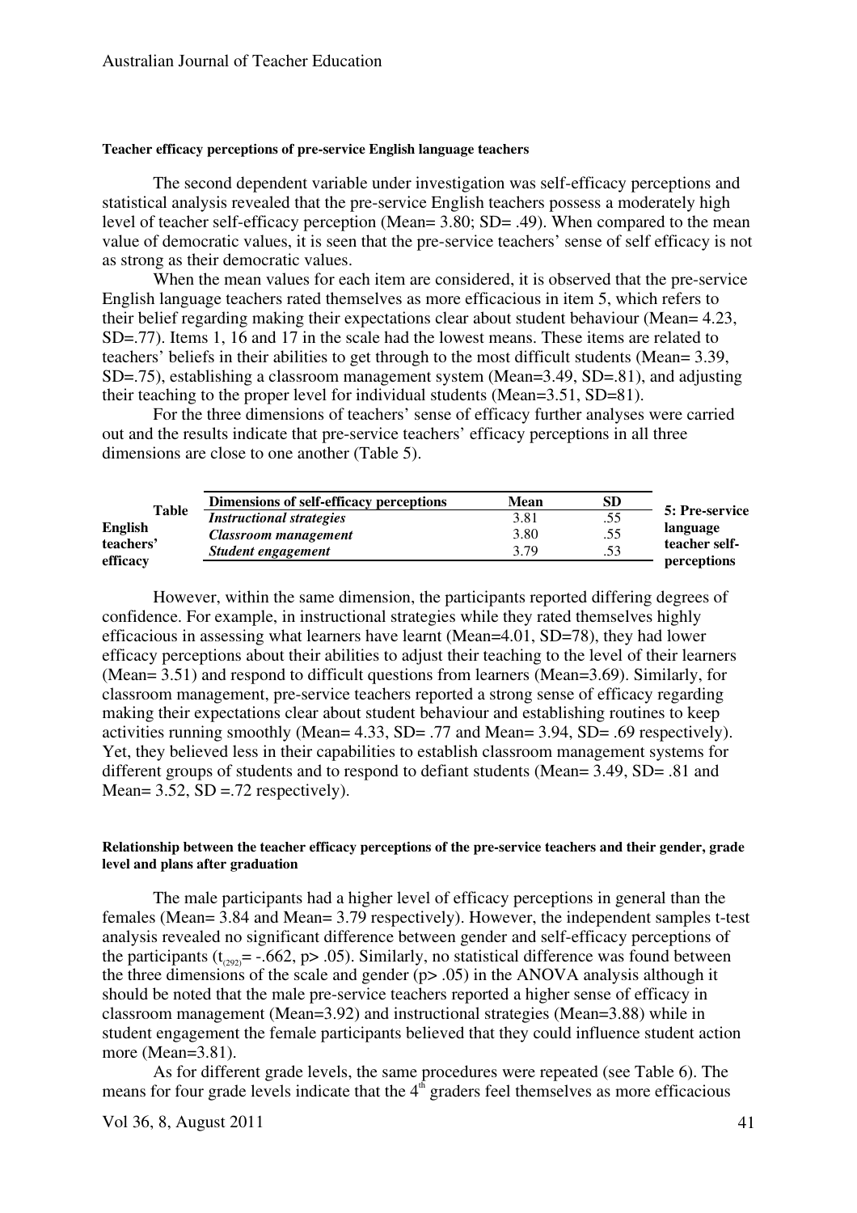#### Teacher efficacy perceptions of pre-service English language teachers

The second dependent variable under investigation was self-efficacy perceptions and statistical analysis revealed that the pre-service English teachers possess a moderately high level of teacher self-efficacy perception (Mean= 3.80; SD= .49). When compared to the mean value of democratic values, it is seen that the pre-service teachers' sense of self efficacy is not as strong as their democratic values.

When the mean values for each item are considered, it is observed that the pre-service English language teachers rated themselves as more efficacious in item 5, which refers to their belief regarding making their expectations clear about student behaviour (Mean= 4.23, SD=.77). Items 1, 16 and 17 in the scale had the lowest means. These items are related to teachers' beliefs in their abilities to get through to the most difficult students (Mean= 3.39, SD=.75), establishing a classroom management system (Mean=3.49, SD=.81), and adjusting their teaching to the proper level for individual students (Mean=3.51, SD=81).

For the three dimensions of teachers' sense of efficacy further analyses were carried out and the results indicate that pre-service teachers' efficacy perceptions in all three dimensions are close to one another (Table 5).

**Table 5: Pre-service English language teachers' teacher self-efficacy perceptions**

| Dimensions of self-efficacy perceptions | Mean | SD |
|---|---|---|
| *Instructional strategies* | 3.81 | .55 |
| *Classroom management* | 3.80 | .55 |
| *Student engagement* | 3.79 | .53 |

However, within the same dimension, the participants reported differing degrees of confidence. For example, in instructional strategies while they rated themselves highly efficacious in assessing what learners have learnt (Mean=4.01, SD=78), they had lower efficacy perceptions about their abilities to adjust their teaching to the level of their learners (Mean= 3.51) and respond to difficult questions from learners (Mean=3.69). Similarly, for classroom management, pre-service teachers reported a strong sense of efficacy regarding making their expectations clear about student behaviour and establishing routines to keep activities running smoothly (Mean= 4.33, SD= .77 and Mean= 3.94, SD= .69 respectively). Yet, they believed less in their capabilities to establish classroom management systems for different groups of students and to respond to defiant students (Mean= 3.49, SD= .81 and Mean= 3.52, SD =.72 respectively).

#### Relationship between the teacher efficacy perceptions of the pre-service teachers and their gender, grade level and plans after graduation

The male participants had a higher level of efficacy perceptions in general than the females (Mean= 3.84 and Mean= 3.79 respectively). However, the independent samples t-test analysis revealed no significant difference between gender and self-efficacy perceptions of the participants ($t_{(292)}$= -.662, p> .05). Similarly, no statistical difference was found between the three dimensions of the scale and gender (p> .05) in the ANOVA analysis although it should be noted that the male pre-service teachers reported a higher sense of efficacy in classroom management (Mean=3.92) and instructional strategies (Mean=3.88) while in student engagement the female participants believed that they could influence student action more (Mean=3.81).

As for different grade levels, the same procedures were repeated (see Table 6). The means for four grade levels indicate that the $4^{th}$ graders feel themselves as more efficacious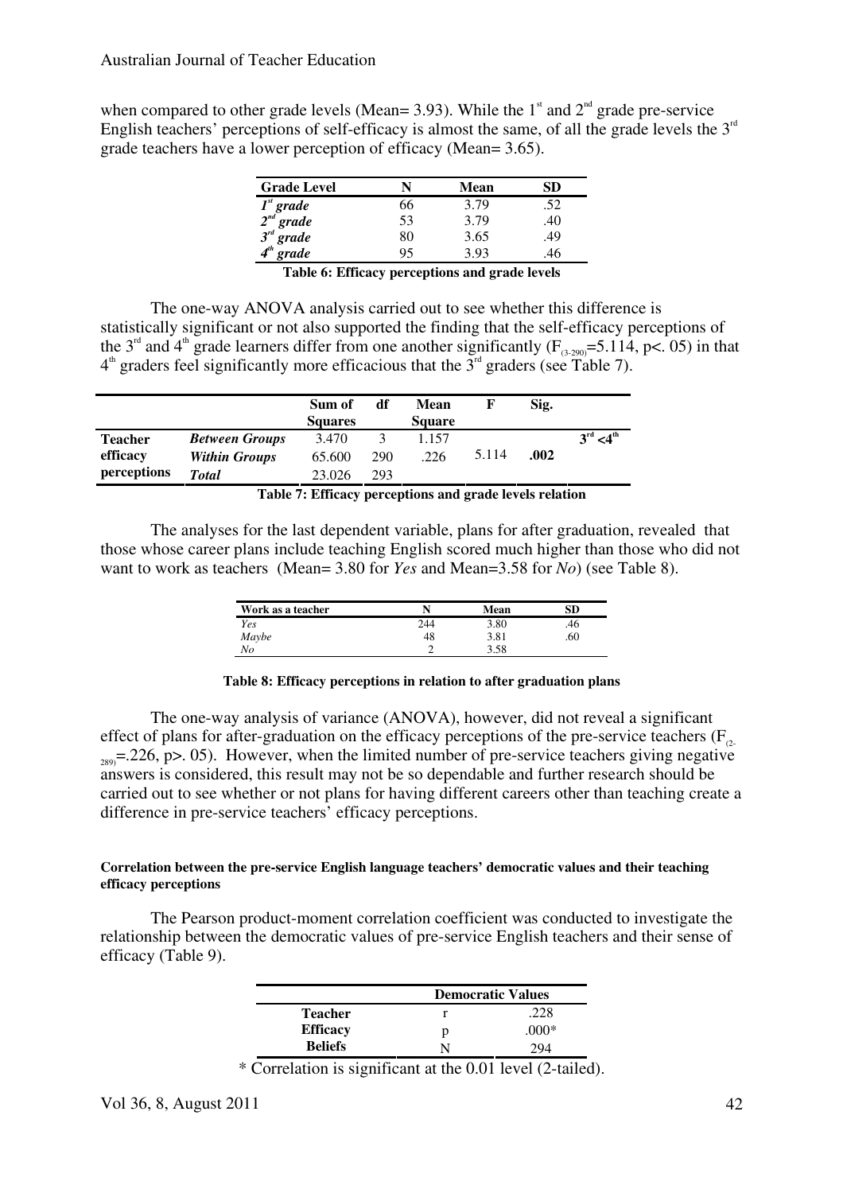when compared to other grade levels (Mean= 3.93). While the $1^{st}$ and $2^{nd}$ grade pre-service English teachers' perceptions of self-efficacy is almost the same, of all the grade levels the $3^{rd}$ grade teachers have a lower perception of efficacy (Mean= 3.65).

| Grade Level | N | Mean | SD |
|---|---|---|---|
| *$1^{st}$ grade* | 66 | 3.79 | .52 |
| *$2^{nd}$ grade* | 53 | 3.79 | .40 |
| *$3^{rd}$ grade* | 80 | 3.65 | .49 |
| *$4^{th}$ grade* | 95 | 3.93 | .46 |

**Table 6: Efficacy perceptions and grade levels**

The one-way ANOVA analysis carried out to see whether this difference is statistically significant or not also supported the finding that the self-efficacy perceptions of the $3^{rd}$ and $4^{th}$ grade learners differ from one another significantly ($F_{(3\text{-}290)}$=5.114, p<. 05) in that $4^{th}$ graders feel significantly more efficacious that the $3^{rd}$ graders (see Table 7).

| | | Sum of Squares | df | Mean Square | F | Sig. | |
|---|---|---|---|---|---|---|---|
| **Teacher efficacy perceptions** | *Between Groups* | 3.470 | 3 | 1.157 | 5.114 | **.002** | **$3^{rd}$ <$4^{th}$** |
| | *Within Groups* | 65.600 | 290 | .226 | | | |
| | *Total* | 23.026 | 293 | | | | |

**Table 7: Efficacy perceptions and grade levels relation**

The analyses for the last dependent variable, plans for after graduation, revealed that those whose career plans include teaching English scored much higher than those who did not want to work as teachers (Mean= 3.80 for *Yes* and Mean=3.58 for *No*) (see Table 8).

| Work as a teacher | N | Mean | SD |
|---|---|---|---|
| *Yes* | 244 | 3.80 | .46 |
| *Maybe* | 48 | 3.81 | .60 |
| *No* | 2 | 3.58 | |

**Table 8: Efficacy perceptions in relation to after graduation plans**

The one-way analysis of variance (ANOVA), however, did not reveal a significant effect of plans for after-graduation on the efficacy perceptions of the pre-service teachers ($F_{(2\text{-}289)}$=.226, p>. 05). However, when the limited number of pre-service teachers giving negative answers is considered, this result may not be so dependable and further research should be carried out to see whether or not plans for having different careers other than teaching create a difference in pre-service teachers' efficacy perceptions.

#### Correlation between the pre-service English language teachers' democratic values and their teaching efficacy perceptions

The Pearson product-moment correlation coefficient was conducted to investigate the relationship between the democratic values of pre-service English teachers and their sense of efficacy (Table 9).

| | | Democratic Values |
|---|---|---|
| **Teacher** | r | .228 |
| **Efficacy** | p | .000* |
| **Beliefs** | N | 294 |

\* Correlation is significant at the 0.01 level (2-tailed).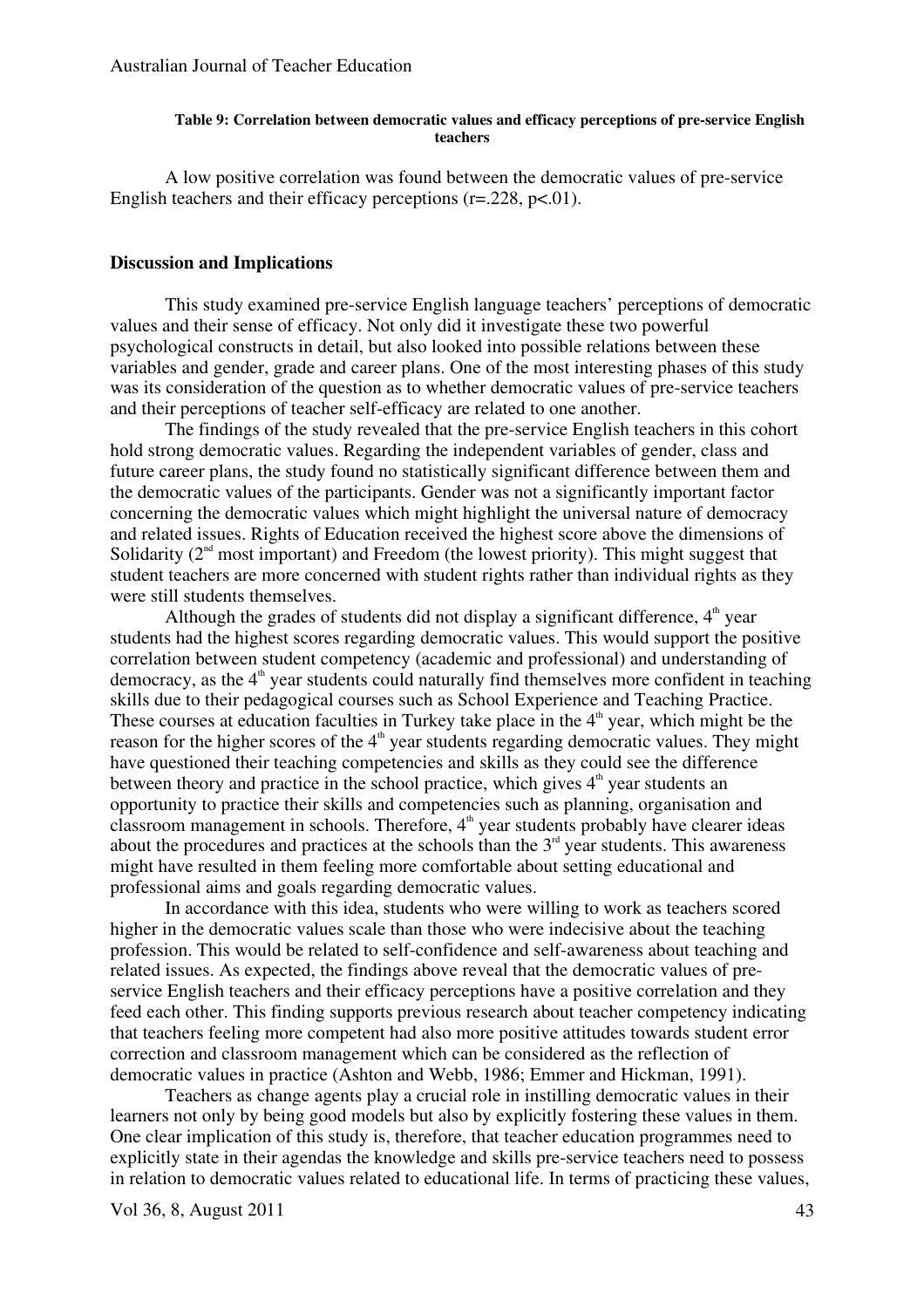**Table 9: Correlation between democratic values and efficacy perceptions of pre-service English teachers**

A low positive correlation was found between the democratic values of pre-service English teachers and their efficacy perceptions ($r=.228$, $p<.01$).

## Discussion and Implications

This study examined pre-service English language teachers' perceptions of democratic values and their sense of efficacy. Not only did it investigate these two powerful psychological constructs in detail, but also looked into possible relations between these variables and gender, grade and career plans. One of the most interesting phases of this study was its consideration of the question as to whether democratic values of pre-service teachers and their perceptions of teacher self-efficacy are related to one another.

The findings of the study revealed that the pre-service English teachers in this cohort hold strong democratic values. Regarding the independent variables of gender, class and future career plans, the study found no statistically significant difference between them and the democratic values of the participants. Gender was not a significantly important factor concerning the democratic values which might highlight the universal nature of democracy and related issues. Rights of Education received the highest score above the dimensions of Solidarity (2nd most important) and Freedom (the lowest priority). This might suggest that student teachers are more concerned with student rights rather than individual rights as they were still students themselves.

Although the grades of students did not display a significant difference, 4th year students had the highest scores regarding democratic values. This would support the positive correlation between student competency (academic and professional) and understanding of democracy, as the 4th year students could naturally find themselves more confident in teaching skills due to their pedagogical courses such as School Experience and Teaching Practice. These courses at education faculties in Turkey take place in the 4th year, which might be the reason for the higher scores of the 4th year students regarding democratic values. They might have questioned their teaching competencies and skills as they could see the difference between theory and practice in the school practice, which gives 4th year students an opportunity to practice their skills and competencies such as planning, organisation and classroom management in schools. Therefore, 4th year students probably have clearer ideas about the procedures and practices at the schools than the 3rd year students. This awareness might have resulted in them feeling more comfortable about setting educational and professional aims and goals regarding democratic values.

In accordance with this idea, students who were willing to work as teachers scored higher in the democratic values scale than those who were indecisive about the teaching profession. This would be related to self-confidence and self-awareness about teaching and related issues. As expected, the findings above reveal that the democratic values of pre-service English teachers and their efficacy perceptions have a positive correlation and they feed each other. This finding supports previous research about teacher competency indicating that teachers feeling more competent had also more positive attitudes towards student error correction and classroom management which can be considered as the reflection of democratic values in practice (Ashton and Webb, 1986; Emmer and Hickman, 1991).

Teachers as change agents play a crucial role in instilling democratic values in their learners not only by being good models but also by explicitly fostering these values in them. One clear implication of this study is, therefore, that teacher education programmes need to explicitly state in their agendas the knowledge and skills pre-service teachers need to possess in relation to democratic values related to educational life. In terms of practicing these values,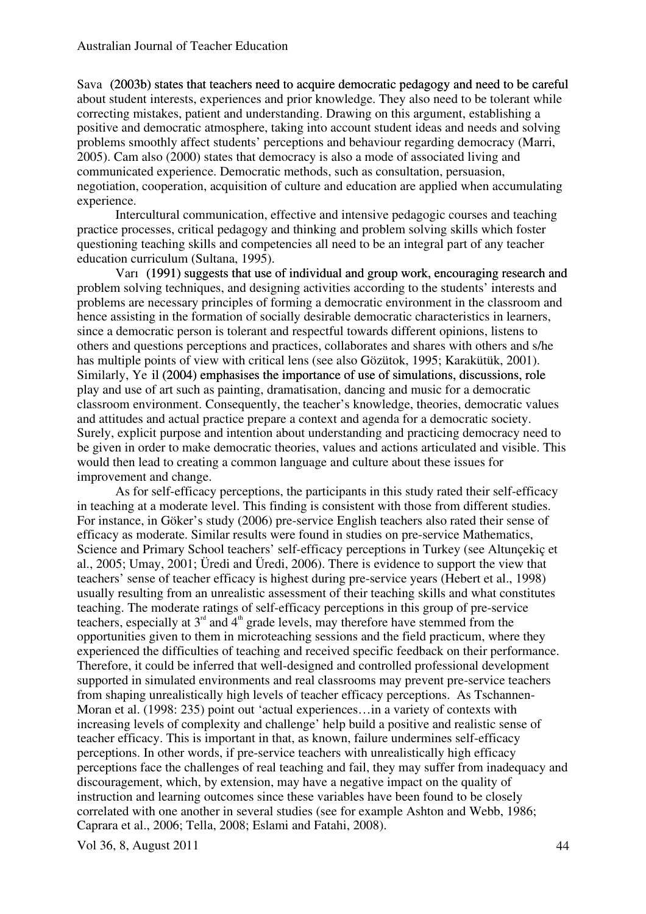Sava (2003b) states that teachers need to acquire democratic pedagogy and need to be careful about student interests, experiences and prior knowledge. They also need to be tolerant while correcting mistakes, patient and understanding. Drawing on this argument, establishing a positive and democratic atmosphere, taking into account student ideas and needs and solving problems smoothly affect students' perceptions and behaviour regarding democracy (Marri, 2005). Cam also (2000) states that democracy is also a mode of associated living and communicated experience. Democratic methods, such as consultation, persuasion, negotiation, cooperation, acquisition of culture and education are applied when accumulating experience.

Intercultural communication, effective and intensive pedagogic courses and teaching practice processes, critical pedagogy and thinking and problem solving skills which foster questioning teaching skills and competencies all need to be an integral part of any teacher education curriculum (Sultana, 1995).

Varı (1991) suggests that use of individual and group work, encouraging research and problem solving techniques, and designing activities according to the students' interests and problems are necessary principles of forming a democratic environment in the classroom and hence assisting in the formation of socially desirable democratic characteristics in learners, since a democratic person is tolerant and respectful towards different opinions, listens to others and questions perceptions and practices, collaborates and shares with others and s/he has multiple points of view with critical lens (see also Gözütok, 1995; Karakütük, 2001). Similarly, Ye il (2004) emphasises the importance of use of simulations, discussions, role play and use of art such as painting, dramatisation, dancing and music for a democratic classroom environment. Consequently, the teacher's knowledge, theories, democratic values and attitudes and actual practice prepare a context and agenda for a democratic society. Surely, explicit purpose and intention about understanding and practicing democracy need to be given in order to make democratic theories, values and actions articulated and visible. This would then lead to creating a common language and culture about these issues for improvement and change.

As for self-efficacy perceptions, the participants in this study rated their self-efficacy in teaching at a moderate level. This finding is consistent with those from different studies. For instance, in Göker's study (2006) pre-service English teachers also rated their sense of efficacy as moderate. Similar results were found in studies on pre-service Mathematics, Science and Primary School teachers' self-efficacy perceptions in Turkey (see Altunçekiç et al., 2005; Umay, 2001; Üredi and Üredi, 2006). There is evidence to support the view that teachers' sense of teacher efficacy is highest during pre-service years (Hebert et al., 1998) usually resulting from an unrealistic assessment of their teaching skills and what constitutes teaching. The moderate ratings of self-efficacy perceptions in this group of pre-service teachers, especially at 3rd and 4th grade levels, may therefore have stemmed from the opportunities given to them in microteaching sessions and the field practicum, where they experienced the difficulties of teaching and received specific feedback on their performance. Therefore, it could be inferred that well-designed and controlled professional development supported in simulated environments and real classrooms may prevent pre-service teachers from shaping unrealistically high levels of teacher efficacy perceptions. As Tschannen-Moran et al. (1998: 235) point out 'actual experiences…in a variety of contexts with increasing levels of complexity and challenge' help build a positive and realistic sense of teacher efficacy. This is important in that, as known, failure undermines self-efficacy perceptions. In other words, if pre-service teachers with unrealistically high efficacy perceptions face the challenges of real teaching and fail, they may suffer from inadequacy and discouragement, which, by extension, may have a negative impact on the quality of instruction and learning outcomes since these variables have been found to be closely correlated with one another in several studies (see for example Ashton and Webb, 1986; Caprara et al., 2006; Tella, 2008; Eslami and Fatahi, 2008).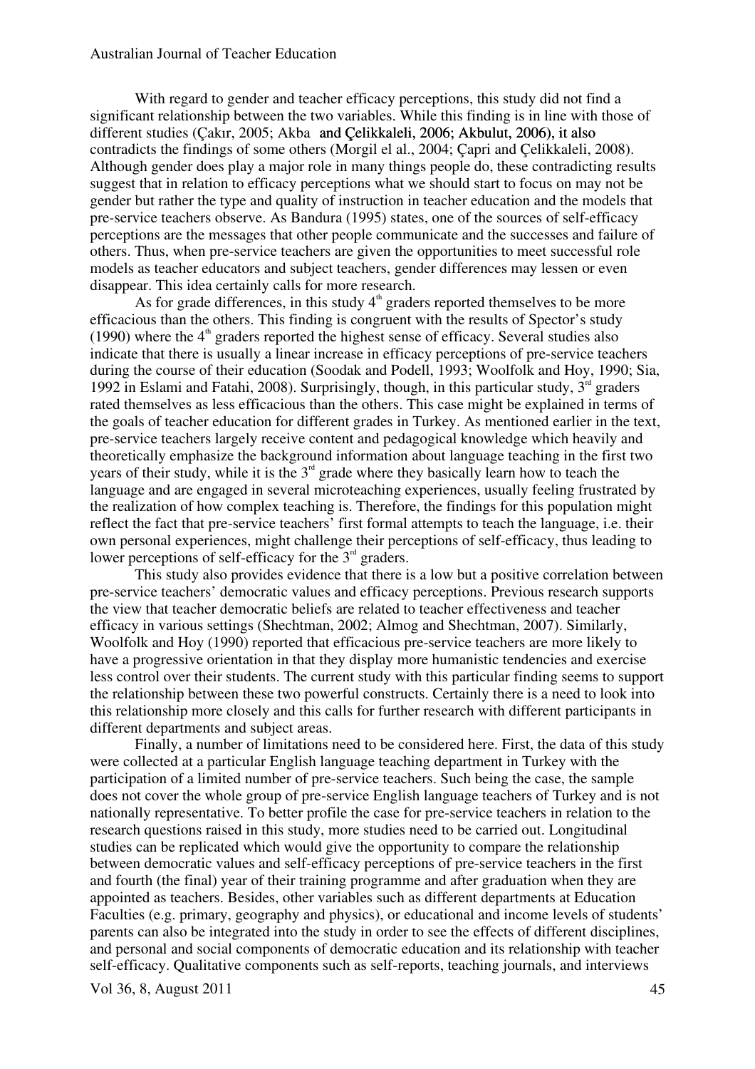With regard to gender and teacher efficacy perceptions, this study did not find a significant relationship between the two variables. While this finding is in line with those of different studies (Çakır, 2005; Akba and Çelikkaleli, 2006; Akbulut, 2006), it also contradicts the findings of some others (Morgil el al., 2004; Çapri and Çelikkaleli, 2008). Although gender does play a major role in many things people do, these contradicting results suggest that in relation to efficacy perceptions what we should start to focus on may not be gender but rather the type and quality of instruction in teacher education and the models that pre-service teachers observe. As Bandura (1995) states, one of the sources of self-efficacy perceptions are the messages that other people communicate and the successes and failure of others. Thus, when pre-service teachers are given the opportunities to meet successful role models as teacher educators and subject teachers, gender differences may lessen or even disappear. This idea certainly calls for more research.

As for grade differences, in this study 4th graders reported themselves to be more efficacious than the others. This finding is congruent with the results of Spector's study (1990) where the 4th graders reported the highest sense of efficacy. Several studies also indicate that there is usually a linear increase in efficacy perceptions of pre-service teachers during the course of their education (Soodak and Podell, 1993; Woolfolk and Hoy, 1990; Sia, 1992 in Eslami and Fatahi, 2008). Surprisingly, though, in this particular study, 3rd graders rated themselves as less efficacious than the others. This case might be explained in terms of the goals of teacher education for different grades in Turkey. As mentioned earlier in the text, pre-service teachers largely receive content and pedagogical knowledge which heavily and theoretically emphasize the background information about language teaching in the first two years of their study, while it is the 3rd grade where they basically learn how to teach the language and are engaged in several microteaching experiences, usually feeling frustrated by the realization of how complex teaching is. Therefore, the findings for this population might reflect the fact that pre-service teachers' first formal attempts to teach the language, i.e. their own personal experiences, might challenge their perceptions of self-efficacy, thus leading to lower perceptions of self-efficacy for the 3rd graders.

This study also provides evidence that there is a low but a positive correlation between pre-service teachers' democratic values and efficacy perceptions. Previous research supports the view that teacher democratic beliefs are related to teacher effectiveness and teacher efficacy in various settings (Shechtman, 2002; Almog and Shechtman, 2007). Similarly, Woolfolk and Hoy (1990) reported that efficacious pre-service teachers are more likely to have a progressive orientation in that they display more humanistic tendencies and exercise less control over their students. The current study with this particular finding seems to support the relationship between these two powerful constructs. Certainly there is a need to look into this relationship more closely and this calls for further research with different participants in different departments and subject areas.

Finally, a number of limitations need to be considered here. First, the data of this study were collected at a particular English language teaching department in Turkey with the participation of a limited number of pre-service teachers. Such being the case, the sample does not cover the whole group of pre-service English language teachers of Turkey and is not nationally representative. To better profile the case for pre-service teachers in relation to the research questions raised in this study, more studies need to be carried out. Longitudinal studies can be replicated which would give the opportunity to compare the relationship between democratic values and self-efficacy perceptions of pre-service teachers in the first and fourth (the final) year of their training programme and after graduation when they are appointed as teachers. Besides, other variables such as different departments at Education Faculties (e.g. primary, geography and physics), or educational and income levels of students' parents can also be integrated into the study in order to see the effects of different disciplines, and personal and social components of democratic education and its relationship with teacher self-efficacy. Qualitative components such as self-reports, teaching journals, and interviews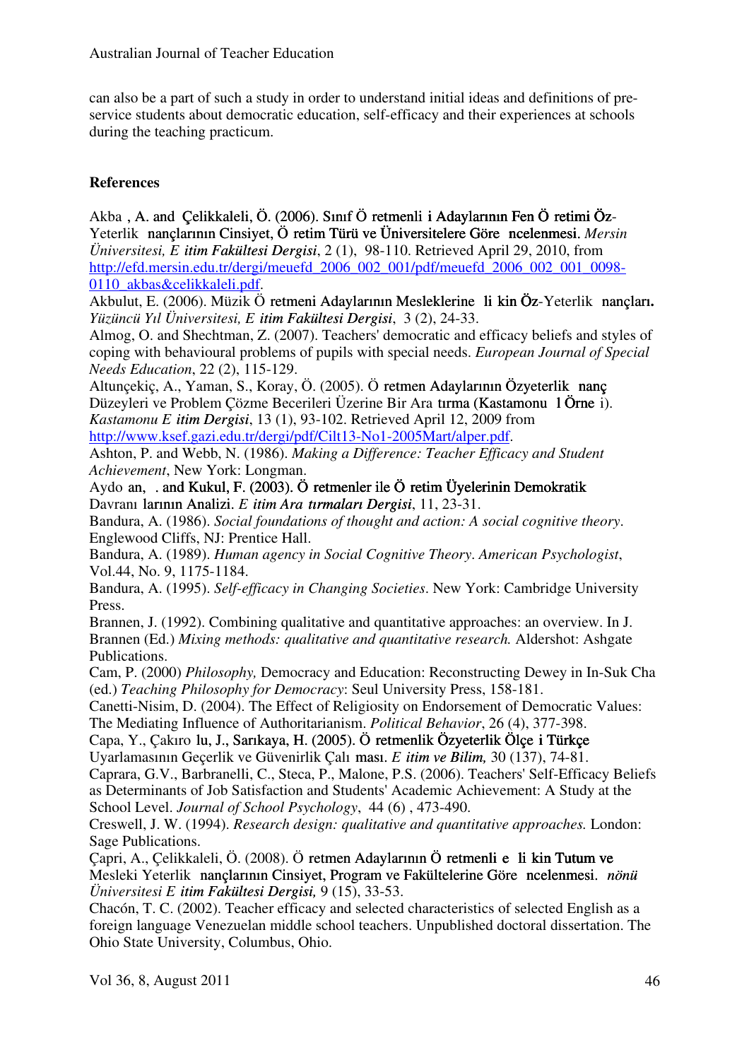can also be a part of such a study in order to understand initial ideas and definitions of pre-service students about democratic education, self-efficacy and their experiences at schools during the teaching practicum.

**References**

Akba , A. and Çelikkaleli, Ö. (2006). Sınıf Ö retmenli i Adaylarının Fen Ö retimi Öz-Yeterlik nançlarının Cinsiyet, Ö retim Türü ve Üniversitelere Göre ncelenmesi. *Mersin Üniversitesi, E itim Fakültesi Dergisi*, 2 (1), 98-110. Retrieved April 29, 2010, from http://efd.mersin.edu.tr/dergi/meuefd_2006_002_001/pdf/meuefd_2006_002_001_0098-0110_akbas&celikkaleli.pdf.

Akbulut, E. (2006). Müzik Ö retmeni Adaylarının Mesleklerine li kin Öz-Yeterlik nançları. *Yüzüncü Yıl Üniversitesi, E itim Fakültesi Dergisi*, 3 (2), 24-33.

Almog, O. and Shechtman, Z. (2007). Teachers' democratic and efficacy beliefs and styles of coping with behavioural problems of pupils with special needs. *European Journal of Special Needs Education*, 22 (2), 115-129.

Altunçekiç, A., Yaman, S., Koray, Ö. (2005). Ö retmen Adaylarının Özyeterlik nanç Düzeyleri ve Problem Çözme Becerileri Üzerine Bir Ara tırma (Kastamonu l Örne i). *Kastamonu E itim Dergisi*, 13 (1), 93-102. Retrieved April 12, 2009 from http://www.ksef.gazi.edu.tr/dergi/pdf/Cilt13-No1-2005Mart/alper.pdf.

Ashton, P. and Webb, N. (1986). *Making a Difference: Teacher Efficacy and Student Achievement*, New York: Longman.

Aydo an, . and Kukul, F. (2003). Ö retmenler ile Ö retim Üyelerinin Demokratik Davranı larının Analizi. *E itim Ara tırmaları Dergisi*, 11, 23-31.

Bandura, A. (1986). *Social foundations of thought and action: A social cognitive theory*. Englewood Cliffs, NJ: Prentice Hall.

Bandura, A. (1989). *Human agency in Social Cognitive Theory*. *American Psychologist*, Vol.44, No. 9, 1175-1184.

Bandura, A. (1995). *Self-efficacy in Changing Societies*. New York: Cambridge University Press.

Brannen, J. (1992). Combining qualitative and quantitative approaches: an overview. In J. Brannen (Ed.) *Mixing methods: qualitative and quantitative research.* Aldershot: Ashgate Publications.

Cam, P. (2000) *Philosophy,* Democracy and Education: Reconstructing Dewey in In-Suk Cha (ed.) *Teaching Philosophy for Democracy*: Seul University Press, 158-181.

Canetti-Nisim, D. (2004). The Effect of Religiosity on Endorsement of Democratic Values: The Mediating Influence of Authoritarianism. *Political Behavior*, 26 (4), 377-398.

Capa, Y., Çakıro lu, J., Sarıkaya, H. (2005). Ö retmenlik Özyeterlik Ölçe i Türkçe Uyarlamasının Geçerlik ve Güvenirlik Çalı ması. *E itim ve Bilim,* 30 (137), 74-81.

Caprara, G.V., Barbranelli, C., Steca, P., Malone, P.S. (2006). Teachers' Self-Efficacy Beliefs as Determinants of Job Satisfaction and Students' Academic Achievement: A Study at the School Level. *Journal of School Psychology*, 44 (6) , 473-490.

Creswell, J. W. (1994). *Research design: qualitative and quantitative approaches.* London: Sage Publications.

Çapri, A., Çelikkaleli, Ö. (2008). Ö retmen Adaylarının Ö retmenli e li kin Tutum ve Mesleki Yeterlik nançlarının Cinsiyet, Program ve Fakültelerine Göre ncelenmesi. *nönü Üniversitesi E itim Fakültesi Dergisi,* 9 (15), 33-53.

Chacón, T. C. (2002). Teacher efficacy and selected characteristics of selected English as a foreign language Venezuelan middle school teachers. Unpublished doctoral dissertation. The Ohio State University, Columbus, Ohio.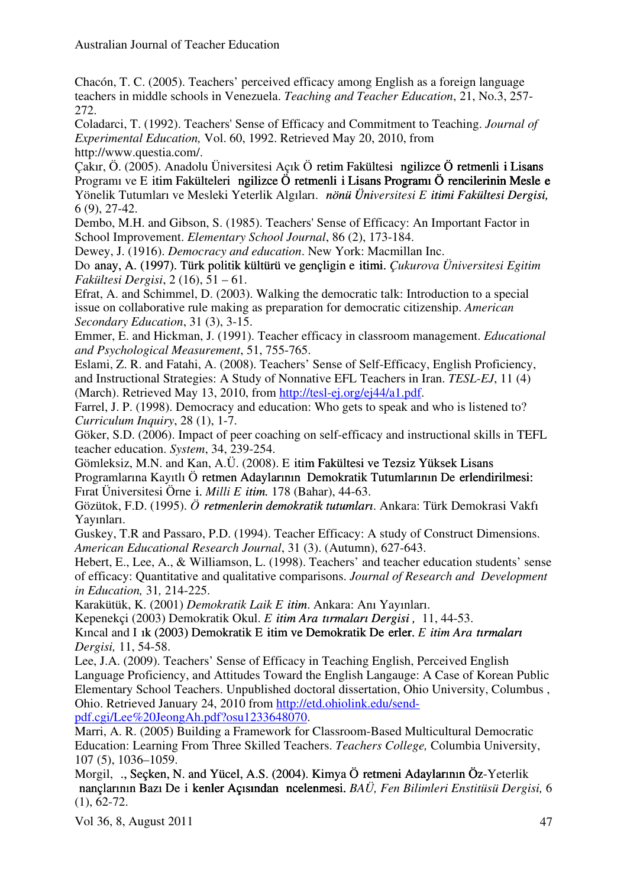Chacón, T. C. (2005). Teachers' perceived efficacy among English as a foreign language teachers in middle schools in Venezuela. *Teaching and Teacher Education*, 21, No.3, 257-272.

Coladarci, T. (1992). Teachers' Sense of Efficacy and Commitment to Teaching. *Journal of Experimental Education,* Vol. 60, 1992. Retrieved May 20, 2010, from http://www.questia.com/.

Çakır, Ö. (2005). Anadolu Üniversitesi Açık Ö retim Fakültesi ngilizce Ö retmenli i Lisans Programı ve E itim Fakülteleri ngilizce Ö retmenli i Lisans Programı Ö rencilerinin Mesle e Yönelik Tutumları ve Mesleki Yeterlik Algıları. *nönü Üniversitesi E itimi Fakültesi Dergisi,* 6 (9), 27-42.

Dembo, M.H. and Gibson, S. (1985). Teachers' Sense of Efficacy: An Important Factor in School Improvement. *Elementary School Journal*, 86 (2), 173-184.

Dewey, J. (1916). *Democracy and education*. New York: Macmillan Inc.

Do anay, A. (1997). Türk politik kültürü ve gençligin e itimi. *Çukurova Üniversitesi Egitim Fakültesi Dergisi*, 2 (16), 51 – 61.

Efrat, A. and Schimmel, D. (2003). Walking the democratic talk: Introduction to a special issue on collaborative rule making as preparation for democratic citizenship. *American Secondary Education*, 31 (3), 3-15.

Emmer, E. and Hickman, J. (1991). Teacher efficacy in classroom management. *Educational and Psychological Measurement*, 51, 755-765.

Eslami, Z. R. and Fatahi, A. (2008). Teachers' Sense of Self-Efficacy, English Proficiency, and Instructional Strategies: A Study of Nonnative EFL Teachers in Iran. *TESL-EJ*, 11 (4) (March). Retrieved May 13, 2010, from http://tesl-ej.org/ej44/a1.pdf.

Farrel, J. P. (1998). Democracy and education: Who gets to speak and who is listened to? *Curriculum Inquiry*, 28 (1), 1-7.

Göker, S.D. (2006). Impact of peer coaching on self-efficacy and instructional skills in TEFL teacher education. *System*, 34, 239-254.

Gömleksiz, M.N. and Kan, A.Ü. (2008). E itim Fakültesi ve Tezsiz Yüksek Lisans Programlarına Kayıtlı Ö retmen Adaylarının Demokratik Tutumlarının De erlendirilmesi: Fırat Üniversitesi Örne i. *Milli E itim.* 178 (Bahar), 44-63.

Gözütok, F.D. (1995). *Ö retmenlerin demokratik tutumları*. Ankara: Türk Demokrasi Vakfı Yayınları.

Guskey, T.R and Passaro, P.D. (1994). Teacher Efficacy: A study of Construct Dimensions. *American Educational Research Journal*, 31 (3). (Autumn), 627-643.

Hebert, E., Lee, A., & Williamson, L. (1998). Teachers' and teacher education students' sense of efficacy: Quantitative and qualitative comparisons. *Journal of Research and Development in Education,* 31*,* 214-225.

Karakütük, K. (2001) *Demokratik Laik E itim*. Ankara: Anı Yayınları.

Kepenekçi (2003) Demokratik Okul. *E itim Ara tırmaları Dergisi ,* 11, 44-53.

Kıncal and I ık (2003) Demokratik E itim ve Demokratik De erler. *E itim Ara tırmaları Dergisi,* 11, 54-58.

Lee, J.A. (2009). Teachers' Sense of Efficacy in Teaching English, Perceived English Language Proficiency, and Attitudes Toward the English Langauge: A Case of Korean Public Elementary School Teachers. Unpublished doctoral dissertation, Ohio University, Columbus , Ohio. Retrieved January 24, 2010 from http://etd.ohiolink.edu/send-pdf.cgi/Lee%20JeongAh.pdf?osu1233648070.

Marri, A. R. (2005) Building a Framework for Classroom-Based Multicultural Democratic Education: Learning From Three Skilled Teachers. *Teachers College,* Columbia University, 107 (5), 1036–1059.

Morgil, ., Seçken, N. and Yücel, A.S. (2004). Kimya Ö retmeni Adaylarının Öz-Yeterlik nançlarının Bazı De i kenler Açısından ncelenmesi. *BAÜ, Fen Bilimleri Enstitüsü Dergisi,* 6 (1), 62-72.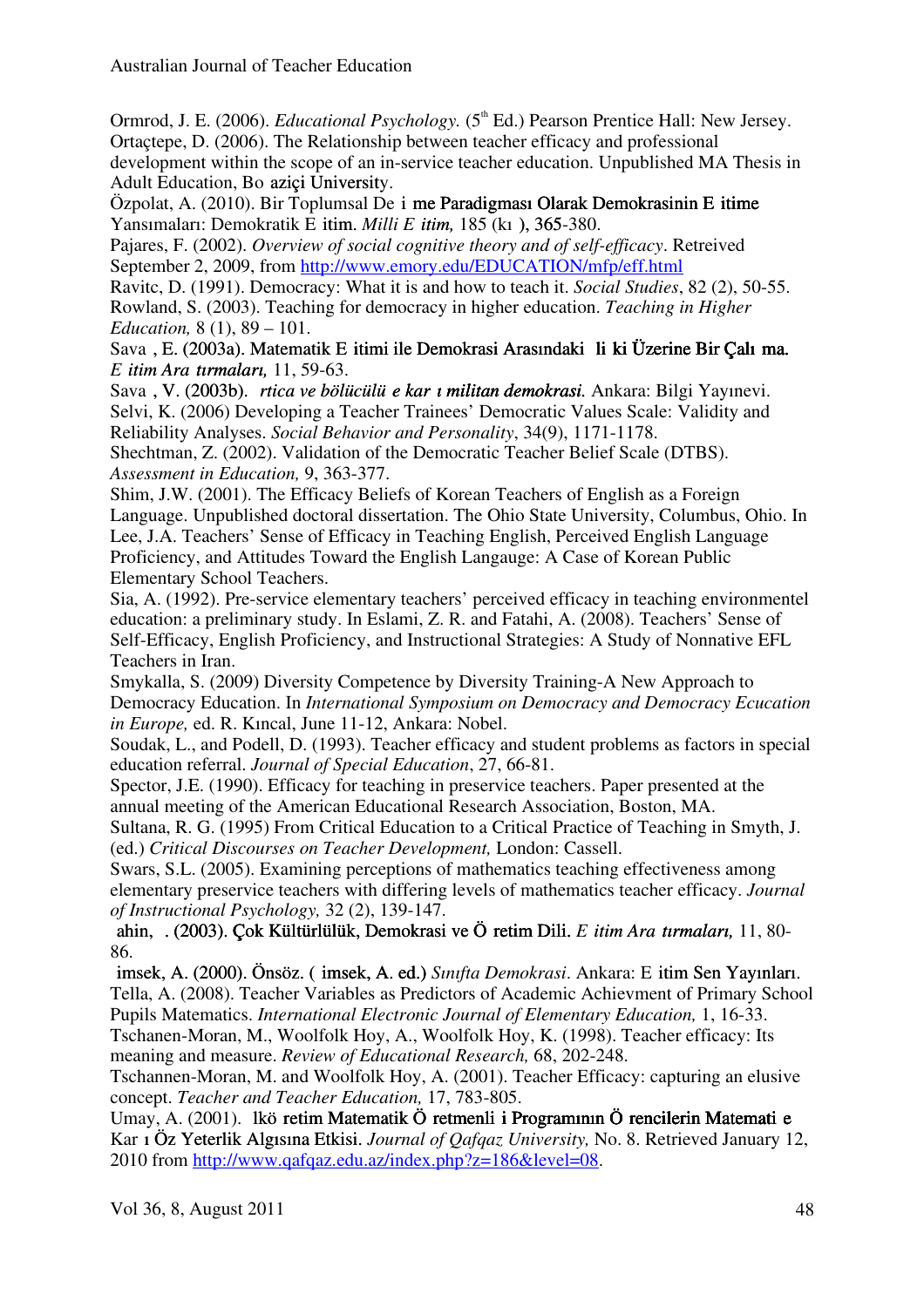Ormrod, J. E. (2006). *Educational Psychology.* (5th Ed.) Pearson Prentice Hall: New Jersey.

Ortaçtepe, D. (2006). The Relationship between teacher efficacy and professional development within the scope of an in-service teacher education. Unpublished MA Thesis in Adult Education, Bo aziçi University.

Özpolat, A. (2010). Bir Toplumsal De i me Paradigması Olarak Demokrasinin E itime Yansımaları: Demokratik E itim. *Milli E itim,* 185 (kı ), 365-380.

Pajares, F. (2002). *Overview of social cognitive theory and of self-efficacy*. Retreived September 2, 2009, from http://www.emory.edu/EDUCATION/mfp/eff.html

Ravitc, D. (1991). Democracy: What it is and how to teach it. *Social Studies*, 82 (2), 50-55.

Rowland, S. (2003). Teaching for democracy in higher education. *Teaching in Higher Education,* 8 (1), 89 – 101.

Sava , E. (2003a). Matematik E itimi ile Demokrasi Arasındaki li ki Üzerine Bir Çalı ma. *E itim Ara tırmaları,* 11, 59-63.

Sava , V. (2003b). *rtica ve bölücülü e kar ı militan demokrasi.* Ankara: Bilgi Yayınevi.

Selvi, K. (2006) Developing a Teacher Trainees' Democratic Values Scale: Validity and Reliability Analyses. *Social Behavior and Personality*, 34(9), 1171-1178.

Shechtman, Z. (2002). Validation of the Democratic Teacher Belief Scale (DTBS). *Assessment in Education,* 9, 363-377.

Shim, J.W. (2001). The Efficacy Beliefs of Korean Teachers of English as a Foreign Language. Unpublished doctoral dissertation. The Ohio State University, Columbus, Ohio. In Lee, J.A. Teachers' Sense of Efficacy in Teaching English, Perceived English Language Proficiency, and Attitudes Toward the English Langauge: A Case of Korean Public Elementary School Teachers.

Sia, A. (1992). Pre-service elementary teachers' perceived efficacy in teaching environmentel education: a preliminary study. In Eslami, Z. R. and Fatahi, A. (2008). Teachers' Sense of Self-Efficacy, English Proficiency, and Instructional Strategies: A Study of Nonnative EFL Teachers in Iran.

Smykalla, S. (2009) Diversity Competence by Diversity Training-A New Approach to Democracy Education. In *International Symposium on Democracy and Democracy Ecucation in Europe,* ed. R. Kıncal, June 11-12, Ankara: Nobel.

Soudak, L., and Podell, D. (1993). Teacher efficacy and student problems as factors in special education referral. *Journal of Special Education*, 27, 66-81.

Spector, J.E. (1990). Efficacy for teaching in preservice teachers. Paper presented at the annual meeting of the American Educational Research Association, Boston, MA.

Sultana, R. G. (1995) From Critical Education to a Critical Practice of Teaching in Smyth, J. (ed.) *Critical Discourses on Teacher Development,* London: Cassell.

Swars, S.L. (2005). Examining perceptions of mathematics teaching effectiveness among elementary preservice teachers with differing levels of mathematics teacher efficacy. *Journal of Instructional Psychology,* 32 (2), 139-147.

ahin, . (2003). Çok Kültürlülük, Demokrasi ve Ö retim Dili. *E itim Ara tırmaları,* 11, 80-86.

imsek, A. (2000). Önsöz. ( imsek, A. ed.) *Sınıfta Demokrasi*. Ankara: E itim Sen Yayınları.

Tella, A. (2008). Teacher Variables as Predictors of Academic Achievment of Primary School Pupils Matematics. *International Electronic Journal of Elementary Education,* 1, 16-33.

Tschanen-Moran, M., Woolfolk Hoy, A., Woolfolk Hoy, K. (1998). Teacher efficacy: Its meaning and measure. *Review of Educational Research,* 68, 202-248.

Tschannen-Moran, M. and Woolfolk Hoy, A. (2001). Teacher Efficacy: capturing an elusive concept. *Teacher and Teacher Education,* 17, 783-805.

Umay, A. (2001). lkö retim Matematik Ö retmenli i Programının Ö rencilerin Matemati e Kar ı Öz Yeterlik Algısına Etkisi. *Journal of Qafqaz University,* No. 8. Retrieved January 12, 2010 from http://www.qafqaz.edu.az/index.php?z=186&level=08.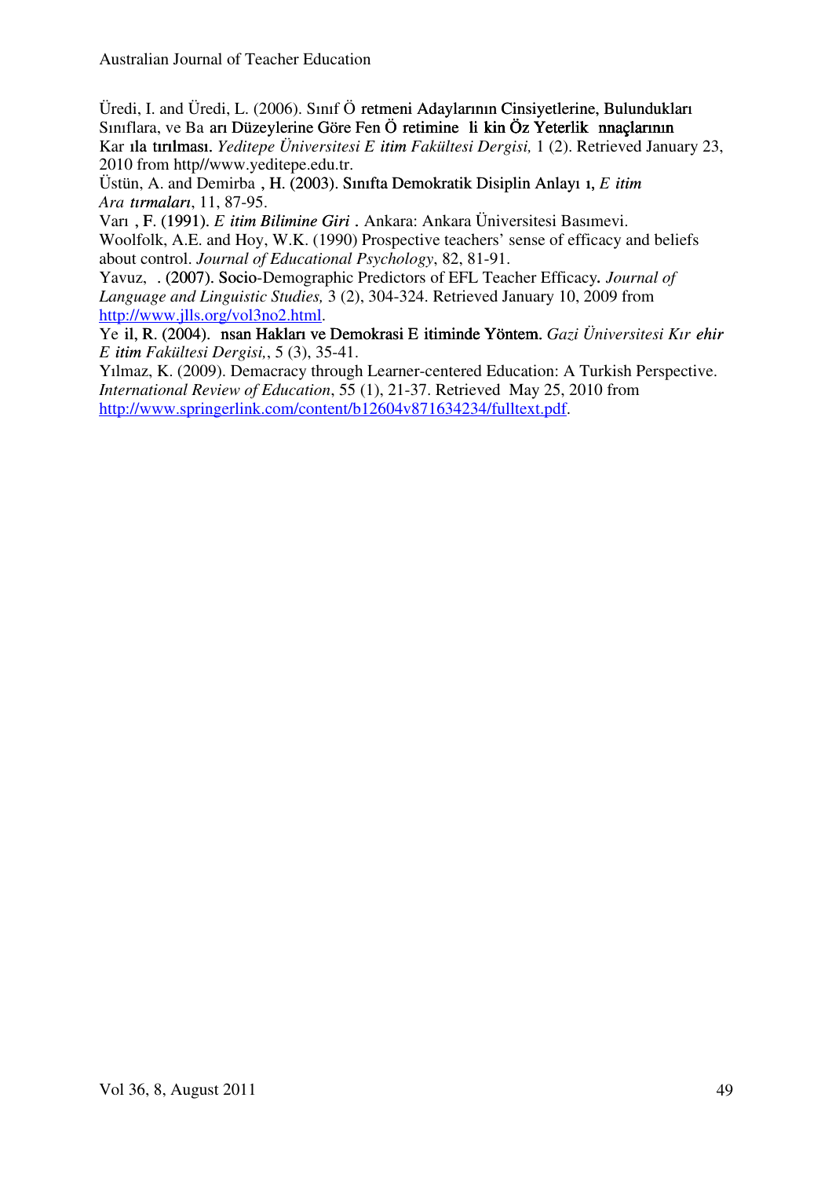Üredi, I. and Üredi, L. (2006). Sınıf Ö retmeni Adaylarının Cinsiyetlerine, Bulundukları Sınıflara, ve Ba arı Düzeylerine Göre Fen Ö retimine li kin Öz Yeterlik nnaçlarının Kar ıla tırılması. *Yeditepe Üniversitesi E itim Fakültesi Dergisi,* 1 (2). Retrieved January 23, 2010 from http//www.yeditepe.edu.tr.

Üstün, A. and Demirba , H. (2003). Sınıfta Demokratik Disiplin Anlayı ı, *E itim Ara tırmaları*, 11, 87-95.

Varı , F. (1991). *E itim Bilimine Giri* . Ankara: Ankara Üniversitesi Basımevi.

Woolfolk, A.E. and Hoy, W.K. (1990) Prospective teachers' sense of efficacy and beliefs about control. *Journal of Educational Psychology*, 82, 81-91.

Yavuz, . (2007). Socio-Demographic Predictors of EFL Teacher Efficacy. *Journal of Language and Linguistic Studies,* 3 (2), 304-324. Retrieved January 10, 2009 from http://www.jlls.org/vol3no2.html.

Ye il, R. (2004). nsan Hakları ve Demokrasi E itiminde Yöntem. *Gazi Üniversitesi Kır ehir E itim Fakültesi Dergisi,*, 5 (3), 35-41.

Yılmaz, K. (2009). Demacracy through Learner-centered Education: A Turkish Perspective. *International Review of Education*, 55 (1), 21-37. Retrieved May 25, 2010 from http://www.springerlink.com/content/b12604v871634234/fulltext.pdf.